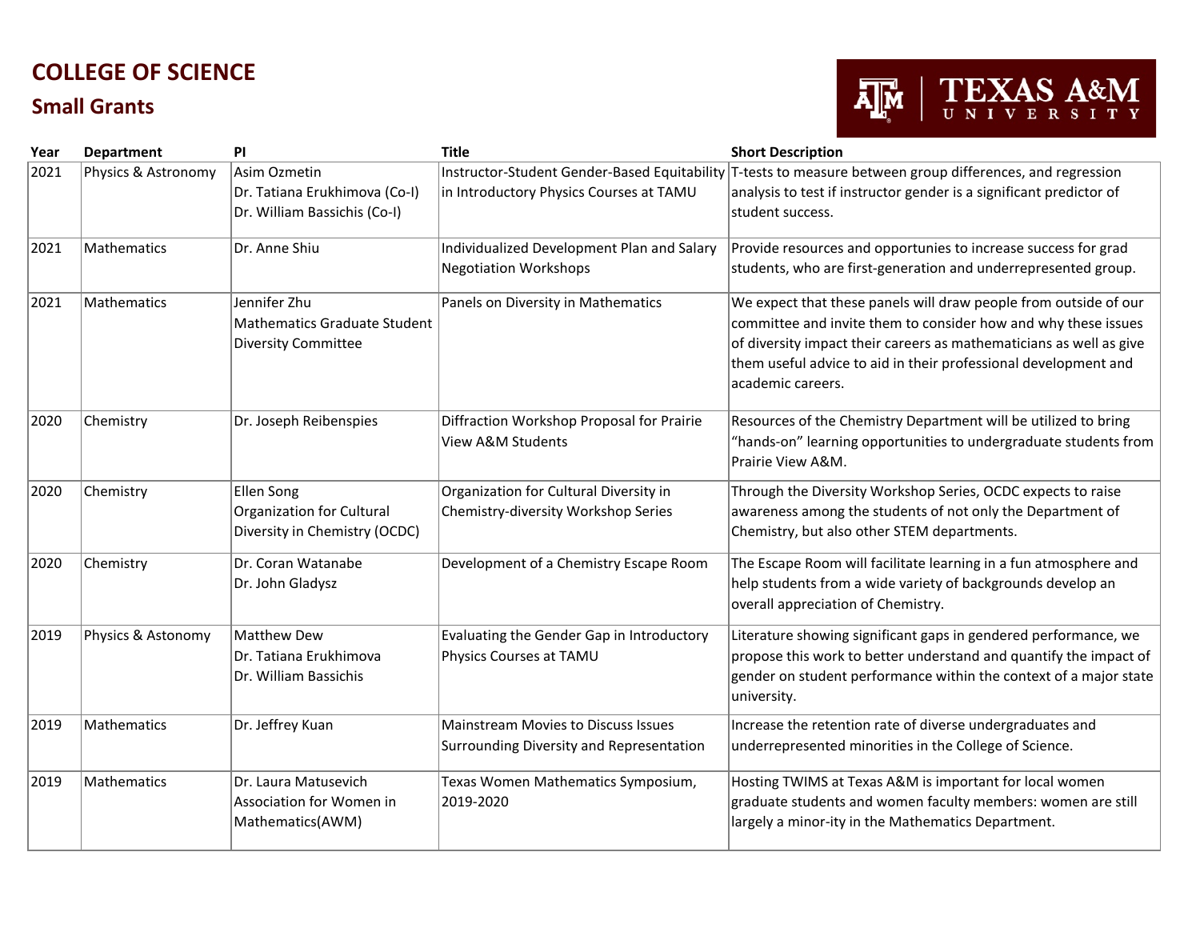# COLLEGE OF SCIENCE

## Small Grants

| Year | Department | PI | Title | Short Description |
|---|---|---|---|---|
| 2021 | Physics & Astronomy | Asim Ozmetin<br>Dr. Tatiana Erukhimova (Co-I)<br>Dr. William Bassichis (Co-I) | Instructor-Student Gender-Based Equitability in Introductory Physics Courses at TAMU | T-tests to measure between group differences, and regression analysis to test if instructor gender is a significant predictor of student success. |
| 2021 | Mathematics | Dr. Anne Shiu | Individualized Development Plan and Salary Negotiation Workshops | Provide resources and opportunies to increase success for grad students, who are first-generation and underrepresented group. |
| 2021 | Mathematics | Jennifer Zhu<br>Mathematics Graduate Student Diversity Committee | Panels on Diversity in Mathematics | We expect that these panels will draw people from outside of our committee and invite them to consider how and why these issues of diversity impact their careers as mathematicians as well as give them useful advice to aid in their professional development and academic careers. |
| 2020 | Chemistry | Dr. Joseph Reibenspies | Diffraction Workshop Proposal for Prairie View A&M Students | Resources of the Chemistry Department will be utilized to bring "hands-on" learning opportunities to undergraduate students from Prairie View A&M. |
| 2020 | Chemistry | Ellen Song<br>Organization for Cultural Diversity in Chemistry (OCDC) | Organization for Cultural Diversity in Chemistry-diversity Workshop Series | Through the Diversity Workshop Series, OCDC expects to raise awareness among the students of not only the Department of Chemistry, but also other STEM departments. |
| 2020 | Chemistry | Dr. Coran Watanabe<br>Dr. John Gladysz | Development of a Chemistry Escape Room | The Escape Room will facilitate learning in a fun atmosphere and help students from a wide variety of backgrounds develop an overall appreciation of Chemistry. |
| 2019 | Physics & Astonomy | Matthew Dew<br>Dr. Tatiana Erukhimova<br>Dr. William Bassichis | Evaluating the Gender Gap in Introductory Physics Courses at TAMU | Literature showing significant gaps in gendered performance, we propose this work to better understand and quantify the impact of gender on student performance within the context of a major state university. |
| 2019 | Mathematics | Dr. Jeffrey Kuan | Mainstream Movies to Discuss Issues Surrounding Diversity and Representation | Increase the retention rate of diverse undergraduates and underrepresented minorities in the College of Science. |
| 2019 | Mathematics | Dr. Laura Matusevich<br>Association for Women in Mathematics(AWM) | Texas Women Mathematics Symposium, 2019-2020 | Hosting TWIMS at Texas A&M is important for local women graduate students and women faculty members: women are still largely a minor-ity in the Mathematics Department. |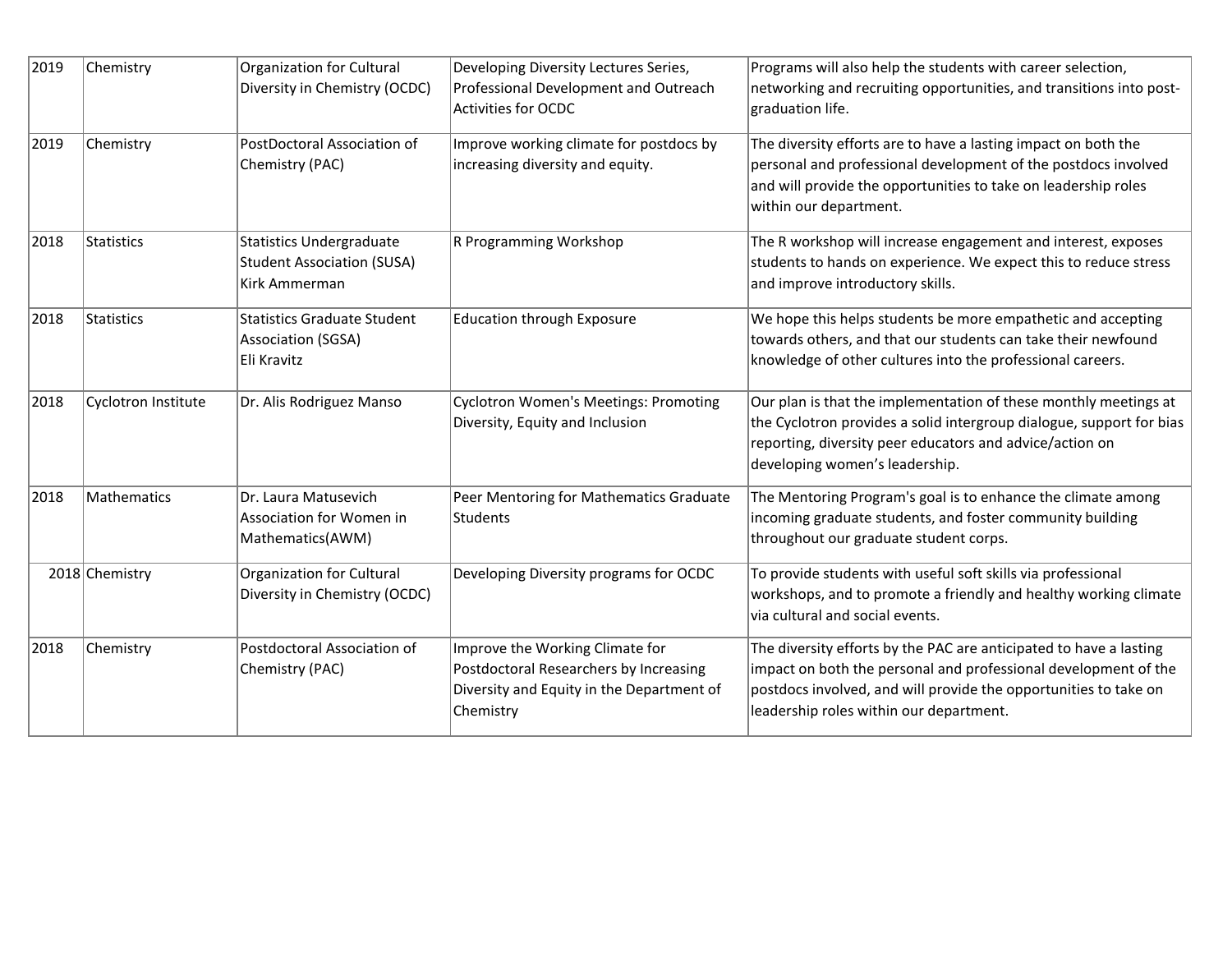| 2019 | Chemistry | Organization for Cultural Diversity in Chemistry (OCDC) | Developing Diversity Lectures Series, Professional Development and Outreach Activities for OCDC | Programs will also help the students with career selection, networking and recruiting opportunities, and transitions into post-graduation life. |
|---|---|---|---|---|
| 2019 | Chemistry | PostDoctoral Association of Chemistry (PAC) | Improve working climate for postdocs by increasing diversity and equity. | The diversity efforts are to have a lasting impact on both the personal and professional development of the postdocs involved and will provide the opportunities to take on leadership roles within our department. |
| 2018 | Statistics | Statistics Undergraduate Student Association (SUSA) Kirk Ammerman | R Programming Workshop | The R workshop will increase engagement and interest, exposes students to hands on experience. We expect this to reduce stress and improve introductory skills. |
| 2018 | Statistics | Statistics Graduate Student Association (SGSA) Eli Kravitz | Education through Exposure | We hope this helps students be more empathetic and accepting towards others, and that our students can take their newfound knowledge of other cultures into the professional careers. |
| 2018 | Cyclotron Institute | Dr. Alis Rodriguez Manso | Cyclotron Women's Meetings: Promoting Diversity, Equity and Inclusion | Our plan is that the implementation of these monthly meetings at the Cyclotron provides a solid intergroup dialogue, support for bias reporting, diversity peer educators and advice/action on developing women's leadership. |
| 2018 | Mathematics | Dr. Laura Matusevich Association for Women in Mathematics(AWM) | Peer Mentoring for Mathematics Graduate Students | The Mentoring Program's goal is to enhance the climate among incoming graduate students, and foster community building throughout our graduate student corps. |
| 2018 | Chemistry | Organization for Cultural Diversity in Chemistry (OCDC) | Developing Diversity programs for OCDC | To provide students with useful soft skills via professional workshops, and to promote a friendly and healthy working climate via cultural and social events. |
| 2018 | Chemistry | Postdoctoral Association of Chemistry (PAC) | Improve the Working Climate for Postdoctoral Researchers by Increasing Diversity and Equity in the Department of Chemistry | The diversity efforts by the PAC are anticipated to have a lasting impact on both the personal and professional development of the postdocs involved, and will provide the opportunities to take on leadership roles within our department. |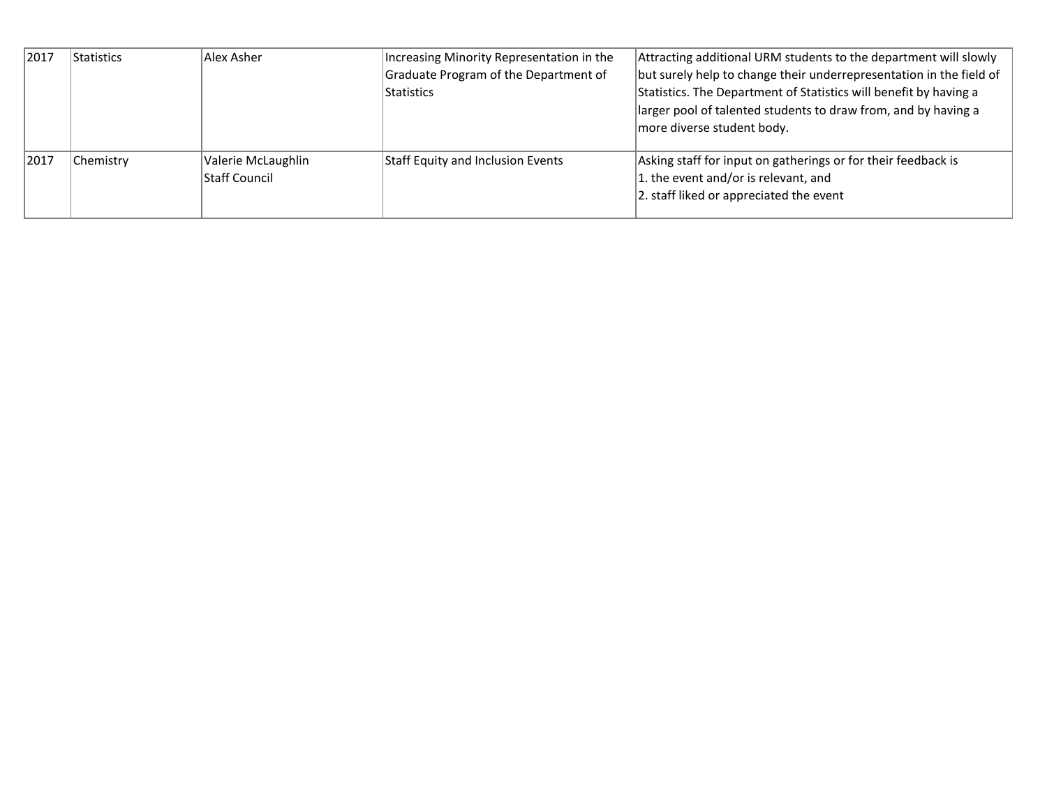| | | | | |
|---|---|---|---|---|
| 2017 | Statistics | Alex Asher | Increasing Minority Representation in the Graduate Program of the Department of Statistics | Attracting additional URM students to the department will slowly but surely help to change their underrepresentation in the field of Statistics. The Department of Statistics will benefit by having a larger pool of talented students to draw from, and by having a more diverse student body. |
| 2017 | Chemistry | Valerie McLaughlin<br>Staff Council | Staff Equity and Inclusion Events | Asking staff for input on gatherings or for their feedback is<br>1. the event and/or is relevant, and<br>2. staff liked or appreciated the event |